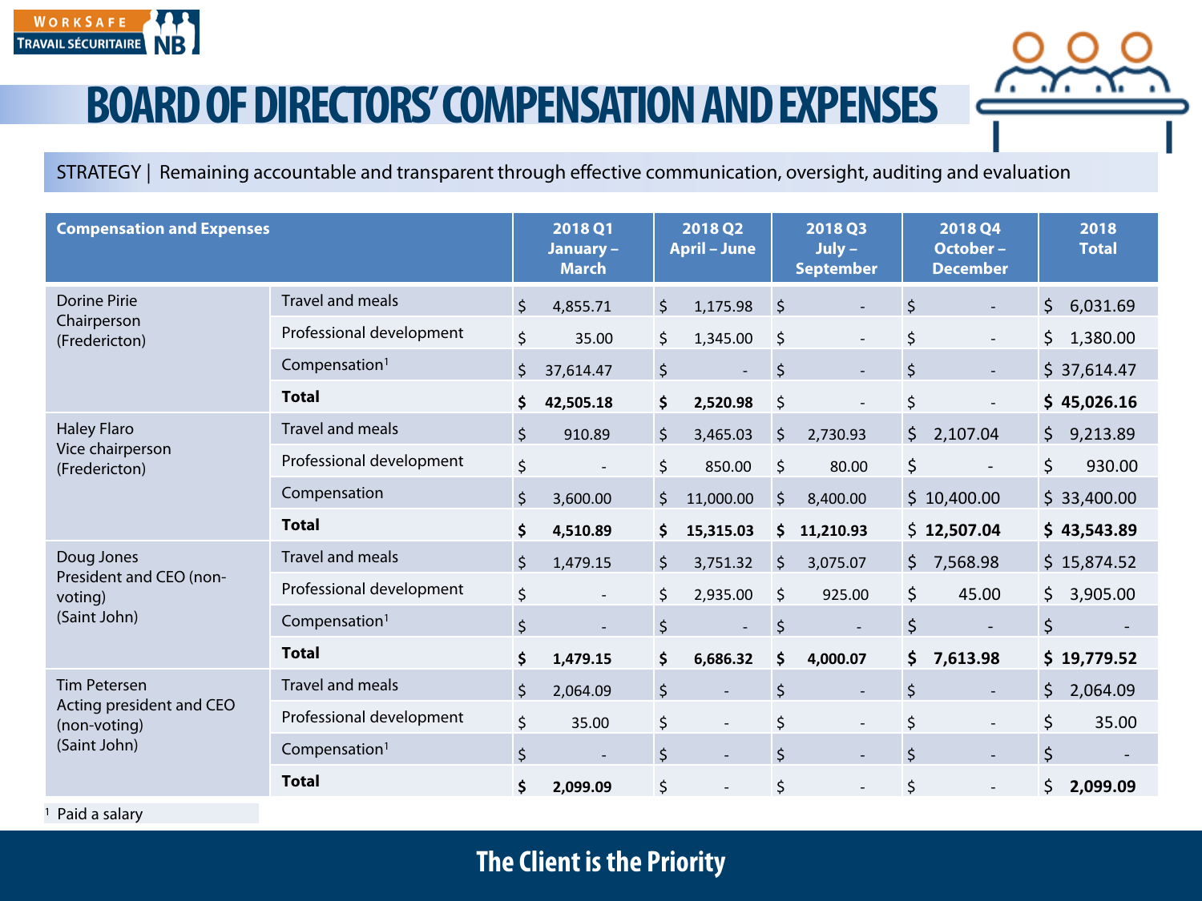# BOARD OF DIRECTORS' COMPENSATION AND EXPENSES

STRATEGY | Remaining accountable and transparent through effective communication, oversight, auditing and evaluation

| Compensation and Expenses | | 2018 Q1 January – March | 2018 Q2 April – June | 2018 Q3 July – September | 2018 Q4 October – December | 2018 Total |
|---|---|---|---|---|---|---|
| Dorine Pirie Chairperson (Fredericton) | Travel and meals | $ 4,855.71 | $ 1,175.98 | $ - | $ - | $ 6,031.69 |
| | Professional development | $ 35.00 | $ 1,345.00 | $ - | $ - | $ 1,380.00 |
| | Compensation[1] | $ 37,614.47 | $ - | $ - | $ - | $ 37,614.47 |
| | **Total** | **$ 42,505.18** | **$ 2,520.98** | $ - | $ - | **$ 45,026.16** |
| Haley Flaro Vice chairperson (Fredericton) | Travel and meals | $ 910.89 | $ 3,465.03 | $ 2,730.93 | $ 2,107.04 | $ 9,213.89 |
| | Professional development | $ - | $ 850.00 | $ 80.00 | $ - | $ 930.00 |
| | Compensation | $ 3,600.00 | $ 11,000.00 | $ 8,400.00 | $ 10,400.00 | $ 33,400.00 |
| | **Total** | **$ 4,510.89** | **$ 15,315.03** | **$ 11,210.93** | **$ 12,507.04** | **$ 43,543.89** |
| Doug Jones President and CEO (non-voting) (Saint John) | Travel and meals | $ 1,479.15 | $ 3,751.32 | $ 3,075.07 | $ 7,568.98 | $ 15,874.52 |
| | Professional development | $ - | $ 2,935.00 | $ 925.00 | $ 45.00 | $ 3,905.00 |
| | Compensation[1] | $ - | $ - | $ - | $ - | $ - |
| | **Total** | **$ 1,479.15** | **$ 6,686.32** | **$ 4,000.07** | **$ 7,613.98** | **$ 19,779.52** |
| Tim Petersen Acting president and CEO (non-voting) (Saint John) | Travel and meals | $ 2,064.09 | $ - | $ - | $ - | $ 2,064.09 |
| | Professional development | $ 35.00 | $ - | $ - | $ - | $ 35.00 |
| | Compensation[1] | $ - | $ - | $ - | $ - | $ - |
| | **Total** | **$ 2,099.09** | $ - | $ - | $ - | **$ 2,099.09** |

[1] Paid a salary

**The Client is the Priority**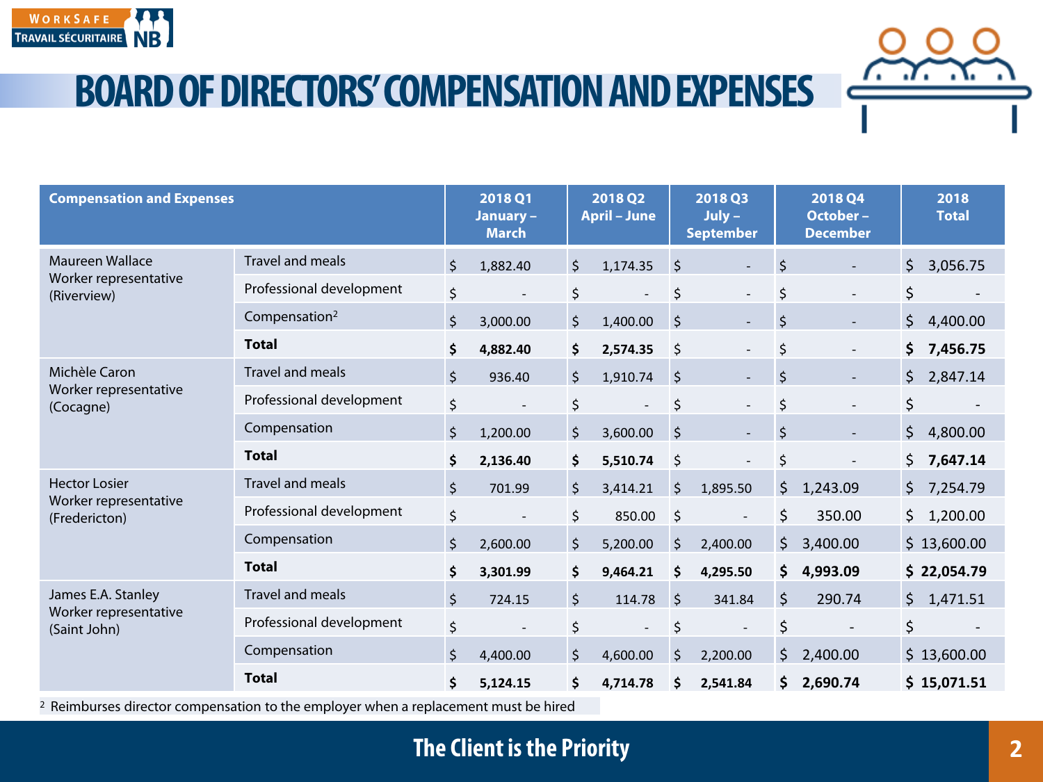# BOARD OF DIRECTORS' COMPENSATION AND EXPENSES

| Compensation and Expenses | | 2018 Q1 January – March | 2018 Q2 April – June | 2018 Q3 July – September | 2018 Q4 October – December | 2018 Total |
|---|---|---|---|---|---|---|
| Maureen Wallace Worker representative (Riverview) | Travel and meals | $ 1,882.40 | $ 1,174.35 | $ - | $ - | $ 3,056.75 |
| | Professional development | $ - | $ - | $ - | $ - | $ - |
| | Compensation[2] | $ 3,000.00 | $ 1,400.00 | $ - | $ - | $ 4,400.00 |
| | **Total** | **$ 4,882.40** | **$ 2,574.35** | $ - | $ - | **$ 7,456.75** |
| Michèle Caron Worker representative (Cocagne) | Travel and meals | $ 936.40 | $ 1,910.74 | $ - | $ - | $ 2,847.14 |
| | Professional development | $ - | $ - | $ - | $ - | $ - |
| | Compensation | $ 1,200.00 | $ 3,600.00 | $ - | $ - | $ 4,800.00 |
| | **Total** | **$ 2,136.40** | **$ 5,510.74** | $ - | $ - | $ **7,647.14** |
| Hector Losier Worker representative (Fredericton) | Travel and meals | $ 701.99 | $ 3,414.21 | $ 1,895.50 | $ 1,243.09 | $ 7,254.79 |
| | Professional development | $ - | $ 850.00 | $ - | $ 350.00 | $ 1,200.00 |
| | Compensation | $ 2,600.00 | $ 5,200.00 | $ 2,400.00 | $ 3,400.00 | $ 13,600.00 |
| | **Total** | **$ 3,301.99** | **$ 9,464.21** | **$ 4,295.50** | **$ 4,993.09** | **$ 22,054.79** |
| James E.A. Stanley Worker representative (Saint John) | Travel and meals | $ 724.15 | $ 114.78 | $ 341.84 | $ 290.74 | $ 1,471.51 |
| | Professional development | $ - | $ - | $ - | $ - | $ - |
| | Compensation | $ 4,400.00 | $ 4,600.00 | $ 2,200.00 | $ 2,400.00 | $ 13,600.00 |
| | **Total** | **$ 5,124.15** | **$ 4,714.78** | **$ 2,541.84** | **$ 2,690.74** | **$ 15,071.51** |

[2] Reimburses director compensation to the employer when a replacement must be hired

**The Client is the Priority**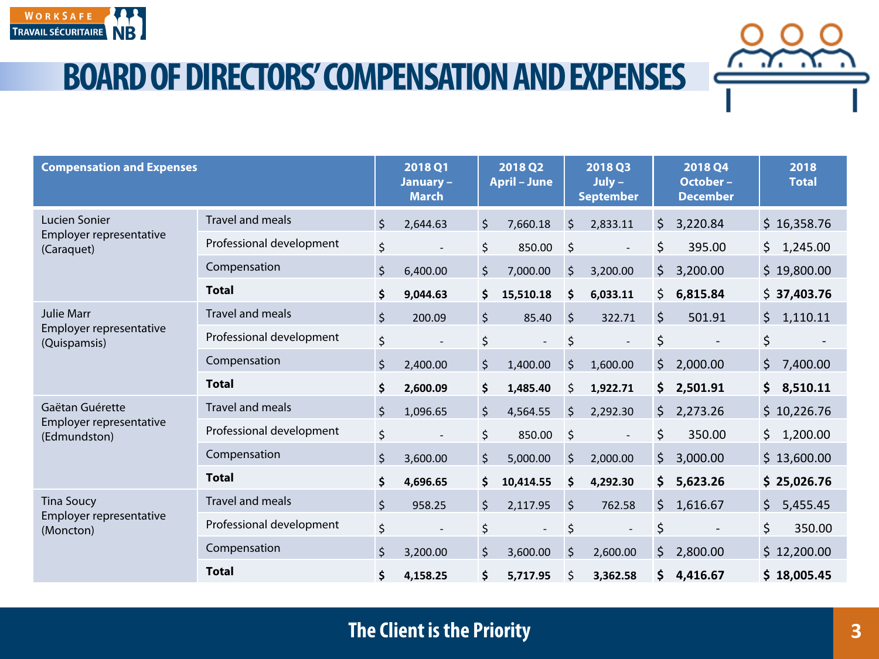# BOARD OF DIRECTORS' COMPENSATION AND EXPENSES

| Compensation and Expenses | | 2018 Q1 January – March | 2018 Q2 April – June | 2018 Q3 July – September | 2018 Q4 October – December | 2018 Total |
|---|---|---|---|---|---|---|
| Lucien Sonier Employer representative (Caraquet) | Travel and meals | $ 2,644.63 | $ 7,660.18 | $ 2,833.11 | $ 3,220.84 | $ 16,358.76 |
| | Professional development | $ - | $ 850.00 | $ - | $ 395.00 | $ 1,245.00 |
| | Compensation | $ 6,400.00 | $ 7,000.00 | $ 3,200.00 | $ 3,200.00 | $ 19,800.00 |
| | **Total** | **$ 9,044.63** | **$ 15,510.18** | **$ 6,033.11** | **$ 6,815.84** | **$ 37,403.76** |
| Julie Marr Employer representative (Quispamsis) | Travel and meals | $ 200.09 | $ 85.40 | $ 322.71 | $ 501.91 | $ 1,110.11 |
| | Professional development | $ - | $ - | $ - | $ - | $ - |
| | Compensation | $ 2,400.00 | $ 1,400.00 | $ 1,600.00 | $ 2,000.00 | $ 7,400.00 |
| | **Total** | **$ 2,600.09** | **$ 1,485.40** | **$ 1,922.71** | **$ 2,501.91** | **$ 8,510.11** |
| Gaëtan Guérette Employer representative (Edmundston) | Travel and meals | $ 1,096.65 | $ 4,564.55 | $ 2,292.30 | $ 2,273.26 | $ 10,226.76 |
| | Professional development | $ - | $ 850.00 | $ - | $ 350.00 | $ 1,200.00 |
| | Compensation | $ 3,600.00 | $ 5,000.00 | $ 2,000.00 | $ 3,000.00 | $ 13,600.00 |
| | **Total** | **$ 4,696.65** | **$ 10,414.55** | **$ 4,292.30** | **$ 5,623.26** | **$ 25,026.76** |
| Tina Soucy Employer representative (Moncton) | Travel and meals | $ 958.25 | $ 2,117.95 | $ 762.58 | $ 1,616.67 | $ 5,455.45 |
| | Professional development | $ - | $ - | $ - | $ - | $ 350.00 |
| | Compensation | $ 3,200.00 | $ 3,600.00 | $ 2,600.00 | $ 2,800.00 | $ 12,200.00 |
| | **Total** | **$ 4,158.25** | **$ 5,717.95** | **$ 3,362.58** | **$ 4,416.67** | **$ 18,005.45** |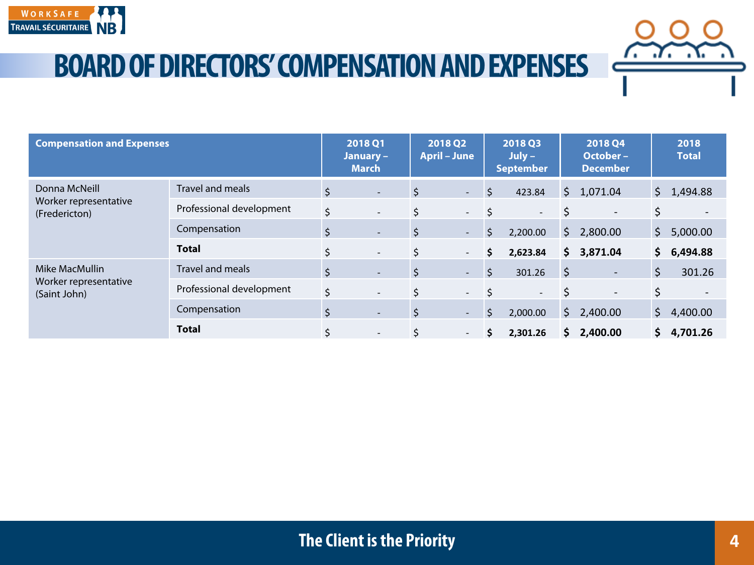# BOARD OF DIRECTORS' COMPENSATION AND EXPENSES

| Compensation and Expenses | | 2018 Q1 January – March | 2018 Q2 April – June | 2018 Q3 July – September | 2018 Q4 October – December | 2018 Total |
|---|---|---|---|---|---|---|
| Donna McNeill Worker representative (Fredericton) | Travel and meals | $ - | $ - | $ 423.84 | $ 1,071.04 | $ 1,494.88 |
| | Professional development | $ - | $ - | $ - | $ - | $ - |
| | Compensation | $ - | $ - | $ 2,200.00 | $ 2,800.00 | $ 5,000.00 |
| | **Total** | $ - | $ - | **$ 2,623.84** | **$ 3,871.04** | **$ 6,494.88** |
| Mike MacMullin Worker representative (Saint John) | Travel and meals | $ - | $ - | $ 301.26 | $ - | $ 301.26 |
| | Professional development | $ - | $ - | $ - | $ - | $ - |
| | Compensation | $ - | $ - | $ 2,000.00 | $ 2,400.00 | $ 4,400.00 |
| | **Total** | $ - | $ - | **$ 2,301.26** | **$ 2,400.00** | **$ 4,701.26** |

The Client is the Priority